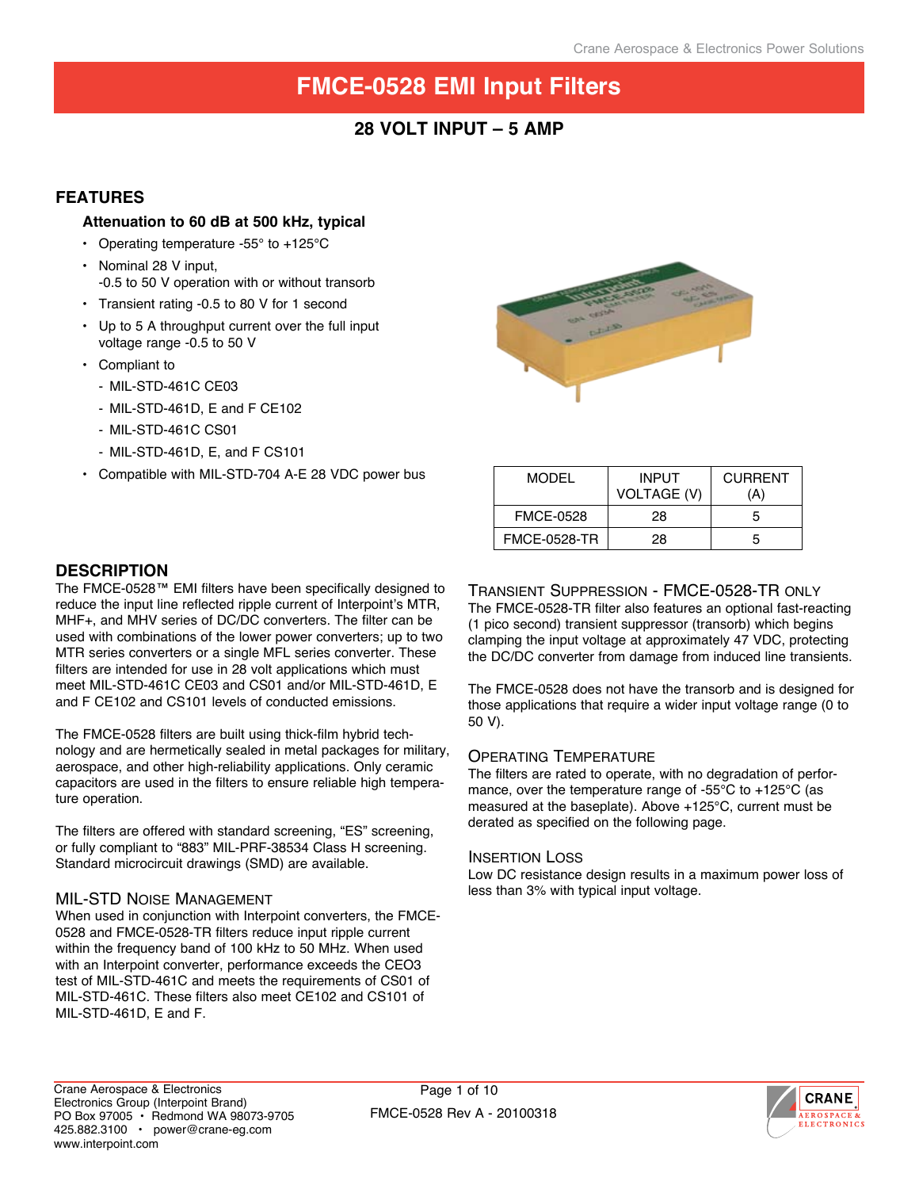# FMCE-0528 EMI Input Filters

## 28 VOLT INPUT – 5 AMP

## FEATURES

**Attenuation to 60 dB at 500 kHz, typical**

- Operating temperature -55° to +125°C
- Nominal 28 V input,
  -0.5 to 50 V operation with or without transorb
- Transient rating -0.5 to 80 V for 1 second
- Up to 5 A throughput current over the full input voltage range -0.5 to 50 V
- Compliant to
  - MIL-STD-461C CE03
  - MIL-STD-461D, E and F CE102
  - MIL-STD-461C CS01
  - MIL-STD-461D, E, and F CS101
- Compatible with MIL-STD-704 A-E 28 VDC power bus

| MODEL | INPUT VOLTAGE (V) | CURRENT (A) |
|---|---|---|
| FMCE-0528 | 28 | 5 |
| FMCE-0528-TR | 28 | 5 |

## DESCRIPTION

The FMCE-0528™ EMI filters have been specifically designed to reduce the input line reflected ripple current of Interpoint's MTR, MHF+, and MHV series of DC/DC converters. The filter can be used with combinations of the lower power converters; up to two MTR series converters or a single MFL series converter. These filters are intended for use in 28 volt applications which must meet MIL-STD-461C CE03 and CS01 and/or MIL-STD-461D, E and F CE102 and CS101 levels of conducted emissions.

The FMCE-0528 filters are built using thick-film hybrid technology and are hermetically sealed in metal packages for military, aerospace, and other high-reliability applications. Only ceramic capacitors are used in the filters to ensure reliable high temperature operation.

The filters are offered with standard screening, "ES" screening, or fully compliant to "883" MIL-PRF-38534 Class H screening. Standard microcircuit drawings (SMD) are available.

### MIL-STD Noise Management

When used in conjunction with Interpoint converters, the FMCE-0528 and FMCE-0528-TR filters reduce input ripple current within the frequency band of 100 kHz to 50 MHz. When used with an Interpoint converter, performance exceeds the CEO3 test of MIL-STD-461C and meets the requirements of CS01 of MIL-STD-461C. These filters also meet CE102 and CS101 of MIL-STD-461D, E and F.

### Transient Suppression - FMCE-0528-TR only

The FMCE-0528-TR filter also features an optional fast-reacting (1 pico second) transient suppressor (transorb) which begins clamping the input voltage at approximately 47 VDC, protecting the DC/DC converter from damage from induced line transients.

The FMCE-0528 does not have the transorb and is designed for those applications that require a wider input voltage range (0 to 50 V).

### Operating Temperature

The filters are rated to operate, with no degradation of performance, over the temperature range of -55°C to +125°C (as measured at the baseplate). Above +125°C, current must be derated as specified on the following page.

### Insertion Loss

Low DC resistance design results in a maximum power loss of less than 3% with typical input voltage.

Crane Aerospace & Electronics
Electronics Group (Interpoint Brand)
PO Box 97005 • Redmond WA 98073-9705
425.882.3100 • power@crane-eg.com
www.interpoint.com

FMCE-0528 Rev A - 20100318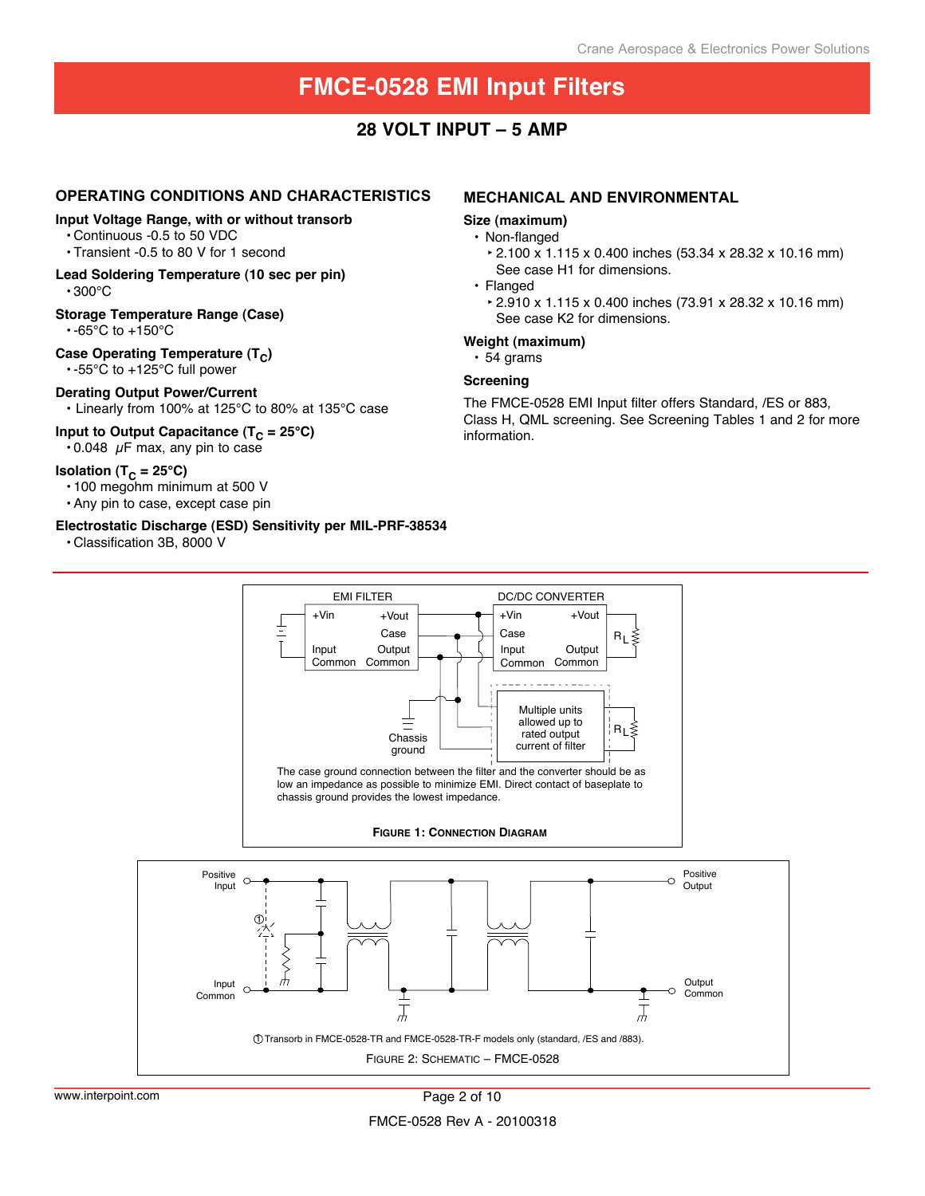# FMCE-0528 EMI Input Filters

## 28 VOLT INPUT – 5 AMP

## OPERATING CONDITIONS AND CHARACTERISTICS

**Input Voltage Range, with or without transorb**
- Continuous -0.5 to 50 VDC
- Transient -0.5 to 80 V for 1 second

**Lead Soldering Temperature (10 sec per pin)**
- 300°C

**Storage Temperature Range (Case)**
- -65°C to +150°C

**Case Operating Temperature ($T_C$)**
- -55°C to +125°C full power

**Derating Output Power/Current**
- Linearly from 100% at 125°C to 80% at 135°C case

**Input to Output Capacitance ($T_C$ = 25°C)**
- 0.048 $\mu$F max, any pin to case

**Isolation ($T_C$ = 25°C)**
- 100 megohm minimum at 500 V
- Any pin to case, except case pin

**Electrostatic Discharge (ESD) Sensitivity per MIL-PRF-38534**
- Classification 3B, 8000 V

## MECHANICAL AND ENVIRONMENTAL

**Size (maximum)**
- Non-flanged
  - 2.100 x 1.115 x 0.400 inches (53.34 x 28.32 x 10.16 mm) See case H1 for dimensions.
- Flanged
  - 2.910 x 1.115 x 0.400 inches (73.91 x 28.32 x 10.16 mm) See case K2 for dimensions.

**Weight (maximum)**
- 54 grams

**Screening**

The FMCE-0528 EMI Input filter offers Standard, /ES or 883, Class H, QML screening. See Screening Tables 1 and 2 for more information.

EMI FILTER
+Vin
+Vout
Case
Input Common
Output Common

DC/DC CONVERTER
+Vin
+Vout
Case
Input Common
Output Common

$R_L$

Multiple units allowed up to rated output current of filter

$R_L$

Chassis ground

The case ground connection between the filter and the converter should be as low an impedance as possible to minimize EMI. Direct contact of baseplate to chassis ground provides the lowest impedance.

FIGURE 1: CONNECTION DIAGRAM

Positive Input

Input Common

Positive Output

Output Common

① Transorb in FMCE-0528-TR and FMCE-0528-TR-F models only (standard, /ES and /883).

FIGURE 2: SCHEMATIC – FMCE-0528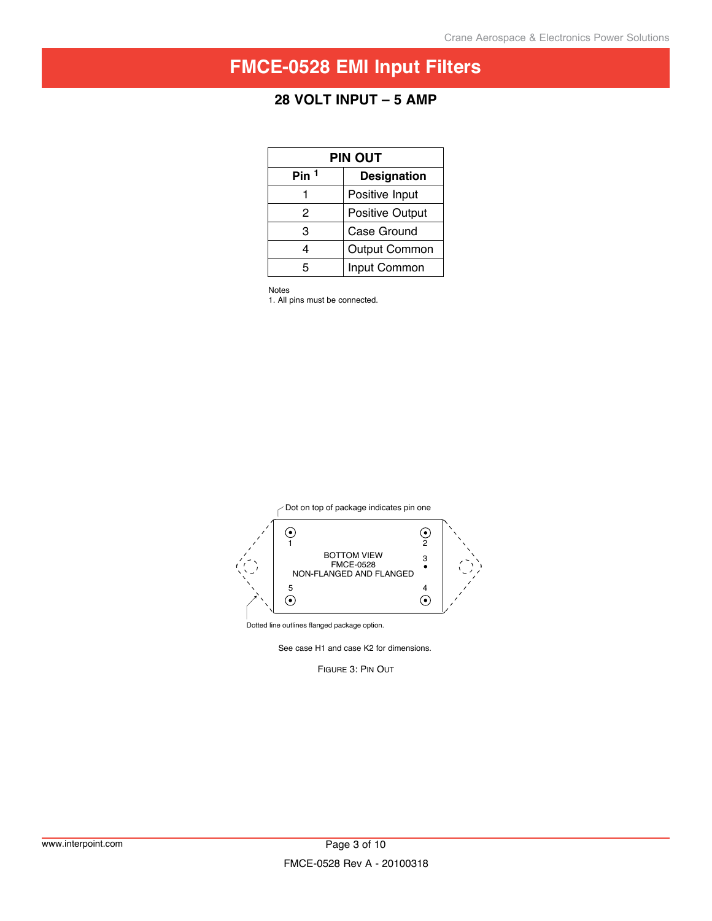# FMCE-0528 EMI Input Filters

## 28 VOLT INPUT – 5 AMP

| PIN OUT | |
|---|---|
| **Pin** [1] | **Designation** |
| 1 | Positive Input |
| 2 | Positive Output |
| 3 | Case Ground |
| 4 | Output Common |
| 5 | Input Common |

Notes
1. All pins must be connected.

Dot on top of package indicates pin one

1
2
BOTTOM VIEW
FMCE-0528
NON-FLANGED AND FLANGED
3
5
4

Dotted line outlines flanged package option.

See case H1 and case K2 for dimensions.

FIGURE 3: PIN OUT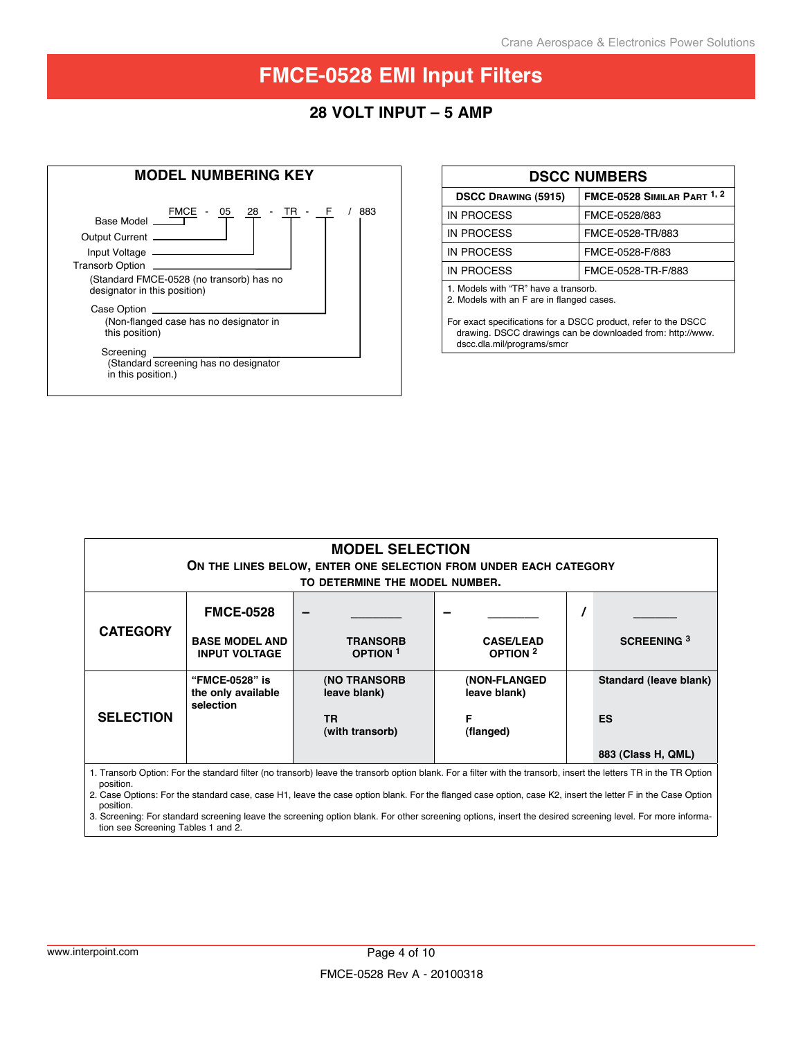# FMCE-0528 EMI Input Filters

## 28 VOLT INPUT – 5 AMP

### MODEL NUMBERING KEY

FMCE - 05 28 - TR - F / 883

- Base Model (FMCE)
- Output Current (05)
- Input Voltage (28)
- Transorb Option (TR)
  (Standard FMCE-0528 (no transorb) has no designator in this position)
- Case Option (F)
  (Non-flanged case has no designator in this position)
- Screening (883)
  (Standard screening has no designator in this position.)

### DSCC NUMBERS

| DSCC Drawing (5915) | FMCE-0528 Similar Part [1, 2] |
|---|---|
| IN PROCESS | FMCE-0528/883 |
| IN PROCESS | FMCE-0528-TR/883 |
| IN PROCESS | FMCE-0528-F/883 |
| IN PROCESS | FMCE-0528-TR-F/883 |

1. Models with “TR” have a transorb.
2. Models with an F are in flanged cases.

For exact specifications for a DSCC product, refer to the DSCC drawing. DSCC drawings can be downloaded from: http://www.dscc.dla.mil/programs/smcr

### MODEL SELECTION

On the lines below, enter one selection from under each category to determine the model number.

| CATEGORY | FMCE-0528<br>BASE MODEL AND INPUT VOLTAGE | – ______<br>TRANSORB OPTION [1] | – ______<br>CASE/LEAD OPTION [2] | / ______<br>SCREENING [3] |
|---|---|---|---|---|
| SELECTION | “FMCE-0528” is the only available selection | (NO TRANSORB leave blank)<br><br>TR<br>(with transorb) | (NON-FLANGED leave blank)<br><br>F<br>(flanged) | Standard (leave blank)<br><br>ES<br><br>883 (Class H, QML) |

1. Transorb Option: For the standard filter (no transorb) leave the transorb option blank. For a filter with the transorb, insert the letters TR in the TR Option position.
2. Case Options: For the standard case, case H1, leave the case option blank. For the flanged case option, case K2, insert the letter F in the Case Option position.
3. Screening: For standard screening leave the screening option blank. For other screening options, insert the desired screening level. For more information see Screening Tables 1 and 2.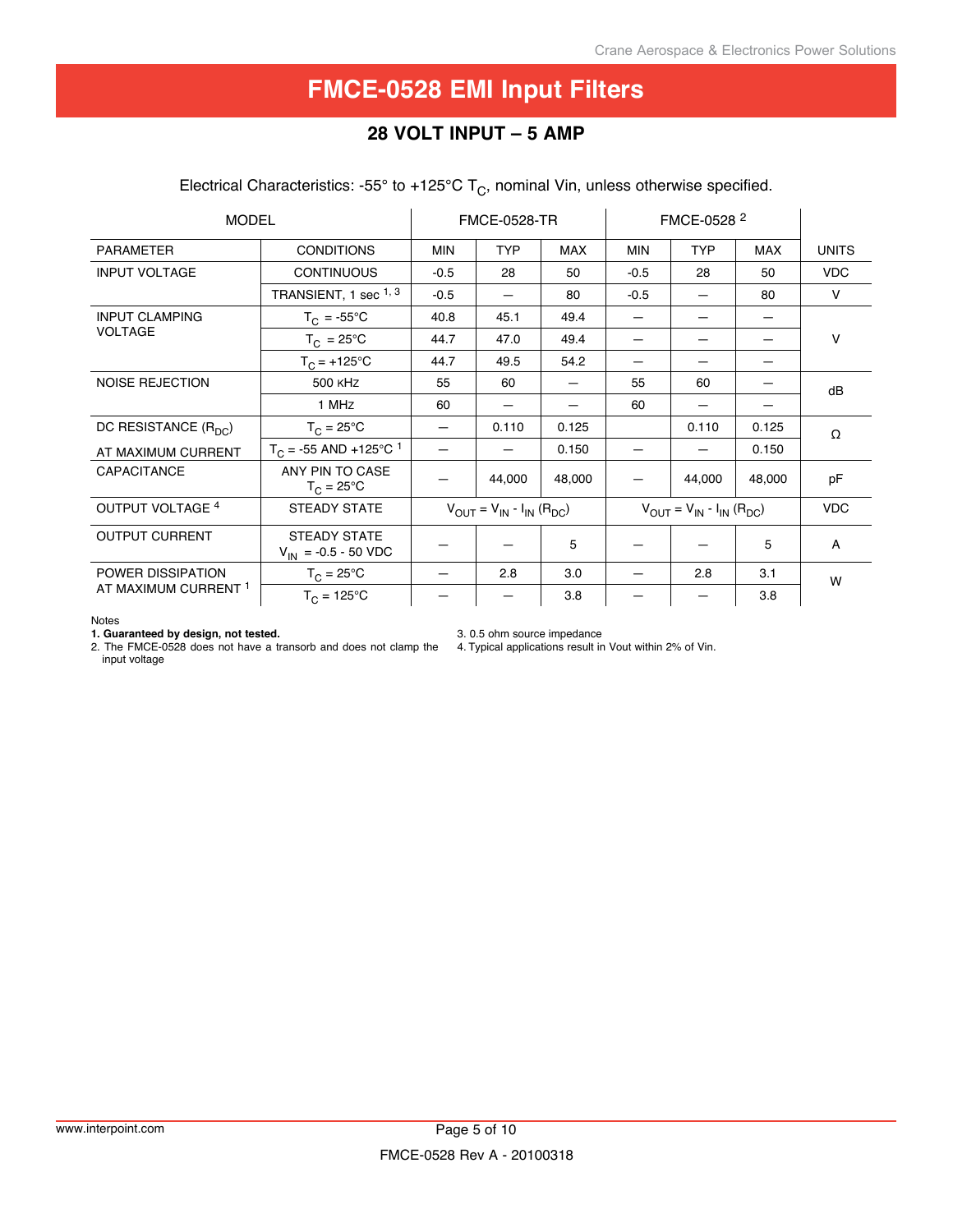# FMCE-0528 EMI Input Filters

## 28 VOLT INPUT – 5 AMP

Electrical Characteristics: -55° to +125°C $T_C$, nominal Vin, unless otherwise specified.

| MODEL | | FMCE-0528-TR | | | FMCE-0528 [2] | | | |
|---|---|---|---|---|---|---|---|---|
| PARAMETER | CONDITIONS | MIN | TYP | MAX | MIN | TYP | MAX | UNITS |
| INPUT VOLTAGE | CONTINUOUS | -0.5 | 28 | 50 | -0.5 | 28 | 50 | VDC |
| | TRANSIENT, 1 sec [1, 3] | -0.5 | — | 80 | -0.5 | — | 80 | V |
| INPUT CLAMPING VOLTAGE | $T_C$ = -55°C | 40.8 | 45.1 | 49.4 | — | — | — | V |
| | $T_C$ = 25°C | 44.7 | 47.0 | 49.4 | — | — | — | |
| | $T_C$ = +125°C | 44.7 | 49.5 | 54.2 | — | — | — | |
| NOISE REJECTION | 500 KHz | 55 | 60 | — | 55 | 60 | — | dB |
| | 1 MHz | 60 | — | — | 60 | — | — | |
| DC RESISTANCE ($R_{DC}$) | $T_C$ = 25°C | — | 0.110 | 0.125 | | 0.110 | 0.125 | Ω |
| AT MAXIMUM CURRENT | $T_C$ = -55 AND +125°C [1] | — | — | 0.150 | — | — | 0.150 | |
| CAPACITANCE | ANY PIN TO CASE $T_C$ = 25°C | — | 44,000 | 48,000 | — | 44,000 | 48,000 | pF |
| OUTPUT VOLTAGE [4] | STEADY STATE | $V_{OUT} = V_{IN} - I_{IN} (R_{DC})$ | | | $V_{OUT} = V_{IN} - I_{IN} (R_{DC})$ | | | VDC |
| OUTPUT CURRENT | STEADY STATE $V_{IN}$ = -0.5 - 50 VDC | — | — | 5 | — | — | 5 | A |
| POWER DISSIPATION AT MAXIMUM CURRENT [1] | $T_C$ = 25°C | — | 2.8 | 3.0 | — | 2.8 | 3.1 | W |
| | $T_C$ = 125°C | — | — | 3.8 | — | — | 3.8 | |

Notes

1. **Guaranteed by design, not tested.**
2. The FMCE-0528 does not have a transorb and does not clamp the input voltage
3. 0.5 ohm source impedance
4. Typical applications result in Vout within 2% of Vin.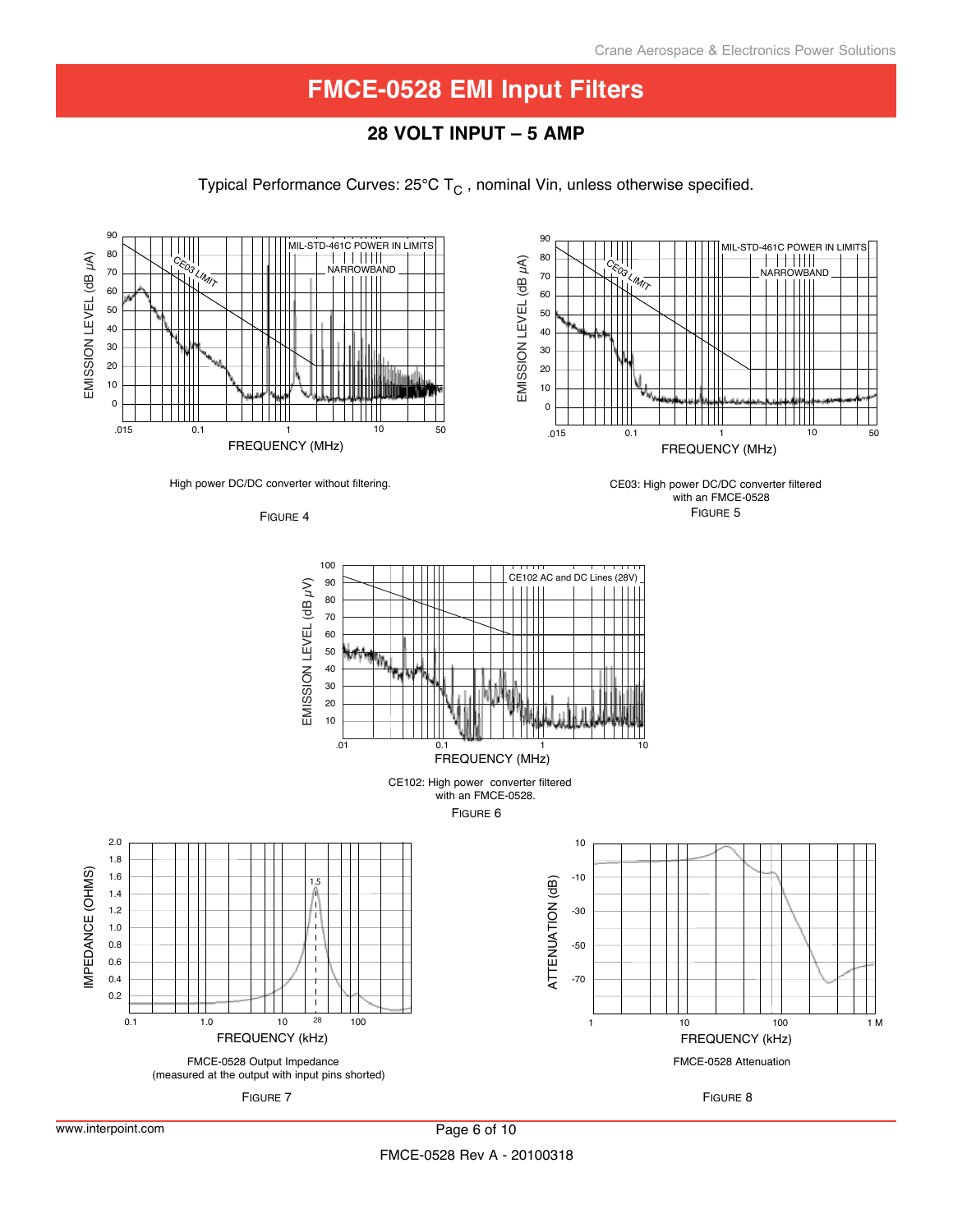# FMCE-0528 EMI Input Filters

## 28 VOLT INPUT – 5 AMP

Typical Performance Curves: 25°C $T_C$ , nominal Vin, unless otherwise specified.

EMISSION LEVEL (dB μA)
90
80
70
60
50
40
30
20
10
0
.015
0.1
1
10
50
FREQUENCY (MHz)
MIL-STD-461C POWER IN LIMITS
NARROWBAND
CE03 LIMIT

High power DC/DC converter without filtering.

FIGURE 4

EMISSION LEVEL (dB μA)
90
80
70
60
50
40
30
20
10
0
.015
0.1
1
10
50
FREQUENCY (MHz)
MIL-STD-461C POWER IN LIMITS
NARROWBAND
CE03 LIMIT

CE03: High power DC/DC converter filtered with an FMCE-0528

FIGURE 5

EMISSION LEVEL (dB μV)
100
90
80
70
60
50
40
30
20
10
.01
0.1
1
10
FREQUENCY (MHz)
CE102 AC and DC Lines (28V)

CE102: High power converter filtered with an FMCE-0528.

FIGURE 6

IMPEDANCE (OHMS)
2.0
1.8
1.6
1.4
1.2
1.0
0.8
0.6
0.4
0.2
0.1
1.0
10
28
100
1.5
FREQUENCY (kHz)

FMCE-0528 Output Impedance
(measured at the output with input pins shorted)

FIGURE 7

ATTENUATION (dB)
10
-10
-30
-50
-70
1
10
100
1 M
FREQUENCY (kHz)

FMCE-0528 Attenuation

FIGURE 8

www.interpoint.com

FMCE-0528 Rev A - 20100318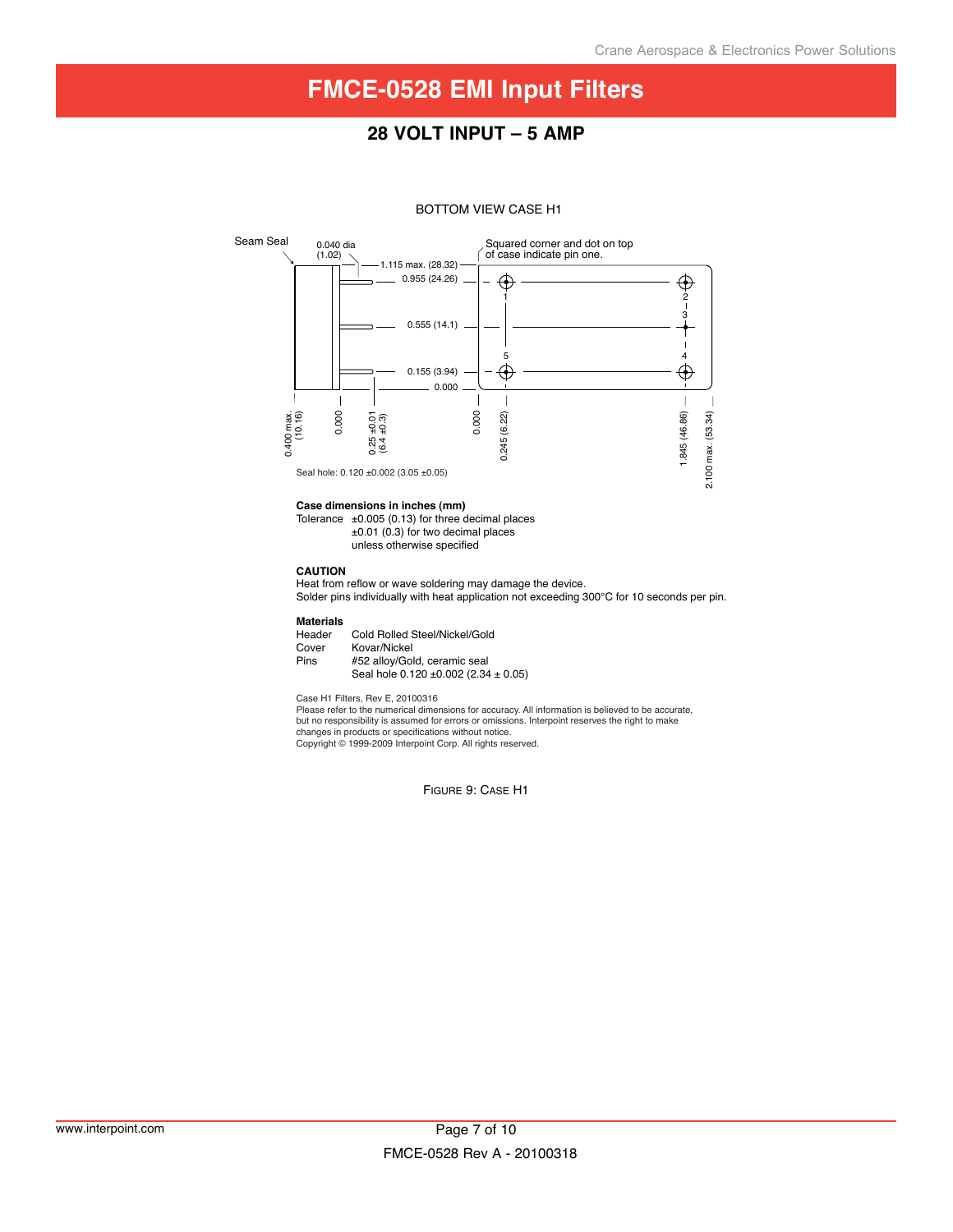# FMCE-0528 EMI Input Filters

## 28 VOLT INPUT – 5 AMP

BOTTOM VIEW CASE H1

Seam Seal

0.040 dia
(1.02)

1.115 max. (28.32)

0.955 (24.26)

0.555 (14.1)

0.155 (3.94)

0.000

Squared corner and dot on top of case indicate pin one.

1

2

3

4

5

0.400 max. (10.16)

0.000

0.25 ±0.01 (6.4 ±0.3)

0.000

0.245 (6.22)

1.845 (46.86)

2.100 max. (53.34)

Seal hole: 0.120 ±0.002 (3.05 ±0.05)

**Case dimensions in inches (mm)**

Tolerance ±0.005 (0.13) for three decimal places
±0.01 (0.3) for two decimal places
unless otherwise specified

**CAUTION**

Heat from reflow or wave soldering may damage the device.
Solder pins individually with heat application not exceeding 300°C for 10 seconds per pin.

**Materials**

| | |
|---|---|
| Header | Cold Rolled Steel/Nickel/Gold |
| Cover | Kovar/Nickel |
| Pins | #52 alloy/Gold, ceramic seal<br>Seal hole 0.120 ±0.002 (2.34 ± 0.05) |

Case H1 Filters, Rev E, 20100316
Please refer to the numerical dimensions for accuracy. All information is believed to be accurate, but no responsibility is assumed for errors or omissions. Interpoint reserves the right to make changes in products or specifications without notice.
Copyright © 1999-2009 Interpoint Corp. All rights reserved.

Figure 9: Case H1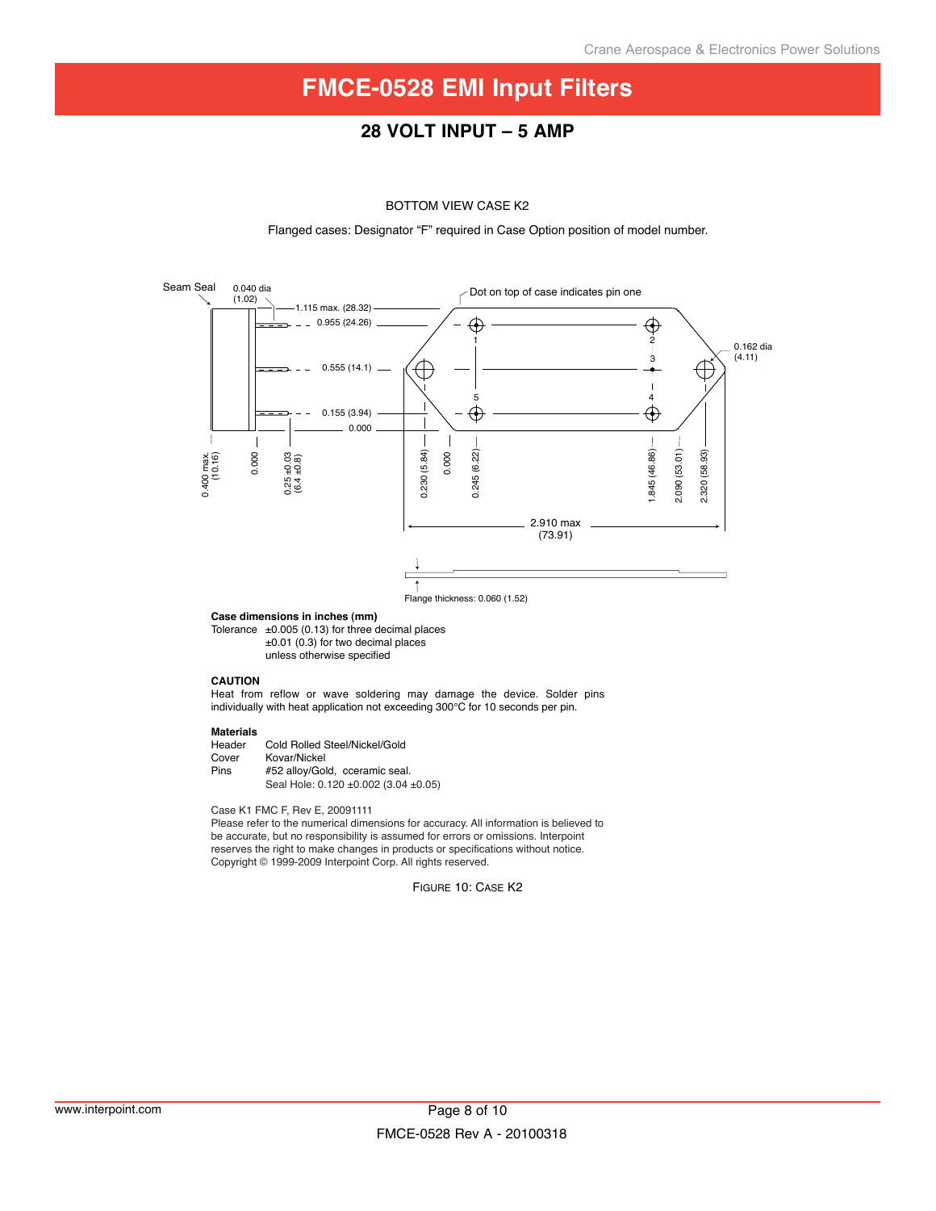# FMCE-0528 EMI Input Filters

## 28 VOLT INPUT – 5 AMP

BOTTOM VIEW CASE K2

Flanged cases: Designator “F” required in Case Option position of model number.

Seam Seal
0.040 dia
(1.02)
1.115 max. (28.32)
0.955 (24.26)
0.555 (14.1)
0.155 (3.94)
0.000
0.400 max.
(10.16)
0.000
0.25 ±0.03
(6.4 ±0.8)
Dot on top of case indicates pin one
1
2
3
4
5
0.162 dia
(4.11)
0.230 (5.84)
0.000
0.245 (6.22)
1.845 (46.86)
2.090 (53.01)
2.320 (58.93)
2.910 max
(73.91)
Flange thickness: 0.060 (1.52)

**Case dimensions in inches (mm)**
Tolerance ±0.005 (0.13) for three decimal places
±0.01 (0.3) for two decimal places
unless otherwise specified

**CAUTION**
Heat from reflow or wave soldering may damage the device. Solder pins individually with heat application not exceeding 300°C for 10 seconds per pin.

**Materials**

| | |
|---|---|
| Header | Cold Rolled Steel/Nickel/Gold |
| Cover | Kovar/Nickel |
| Pins | #52 alloy/Gold, cceramic seal. |
| | Seal Hole: 0.120 ±0.002 (3.04 ±0.05) |

Case K1 FMC F, Rev E, 20091111
Please refer to the numerical dimensions for accuracy. All information is believed to be accurate, but no responsibility is assumed for errors or omissions. Interpoint reserves the right to make changes in products or specifications without notice.
Copyright © 1999-2009 Interpoint Corp. All rights reserved.

FIGURE 10: CASE K2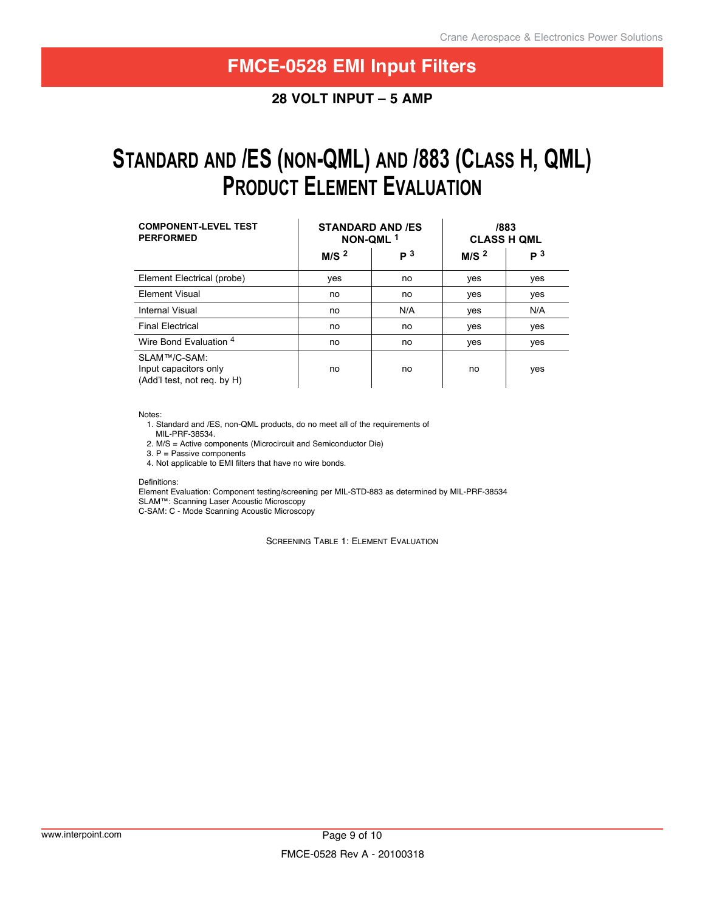# FMCE-0528 EMI Input Filters

**28 VOLT INPUT – 5 AMP**

## STANDARD AND /ES (NON-QML) AND /883 (CLASS H, QML) PRODUCT ELEMENT EVALUATION

| COMPONENT-LEVEL TEST PERFORMED | STANDARD AND /ES NON-QML [1] | | /883 CLASS H QML | |
|---|---|---|---|---|
| | M/S [2] | P [3] | M/S [2] | P [3] |
| Element Electrical (probe) | yes | no | yes | yes |
| Element Visual | no | no | yes | yes |
| Internal Visual | no | N/A | yes | N/A |
| Final Electrical | no | no | yes | yes |
| Wire Bond Evaluation [4] | no | no | yes | yes |
| SLAM™/C-SAM: Input capacitors only (Add'l test, not req. by H) | no | no | no | yes |

Notes:

1. Standard and /ES, non-QML products, do no meet all of the requirements of MIL-PRF-38534.
2. M/S = Active components (Microcircuit and Semiconductor Die)
3. P = Passive components
4. Not applicable to EMI filters that have no wire bonds.

Definitions:

Element Evaluation: Component testing/screening per MIL-STD-883 as determined by MIL-PRF-38534
SLAM™: Scanning Laser Acoustic Microscopy
C-SAM: C - Mode Scanning Acoustic Microscopy

SCREENING TABLE 1: ELEMENT EVALUATION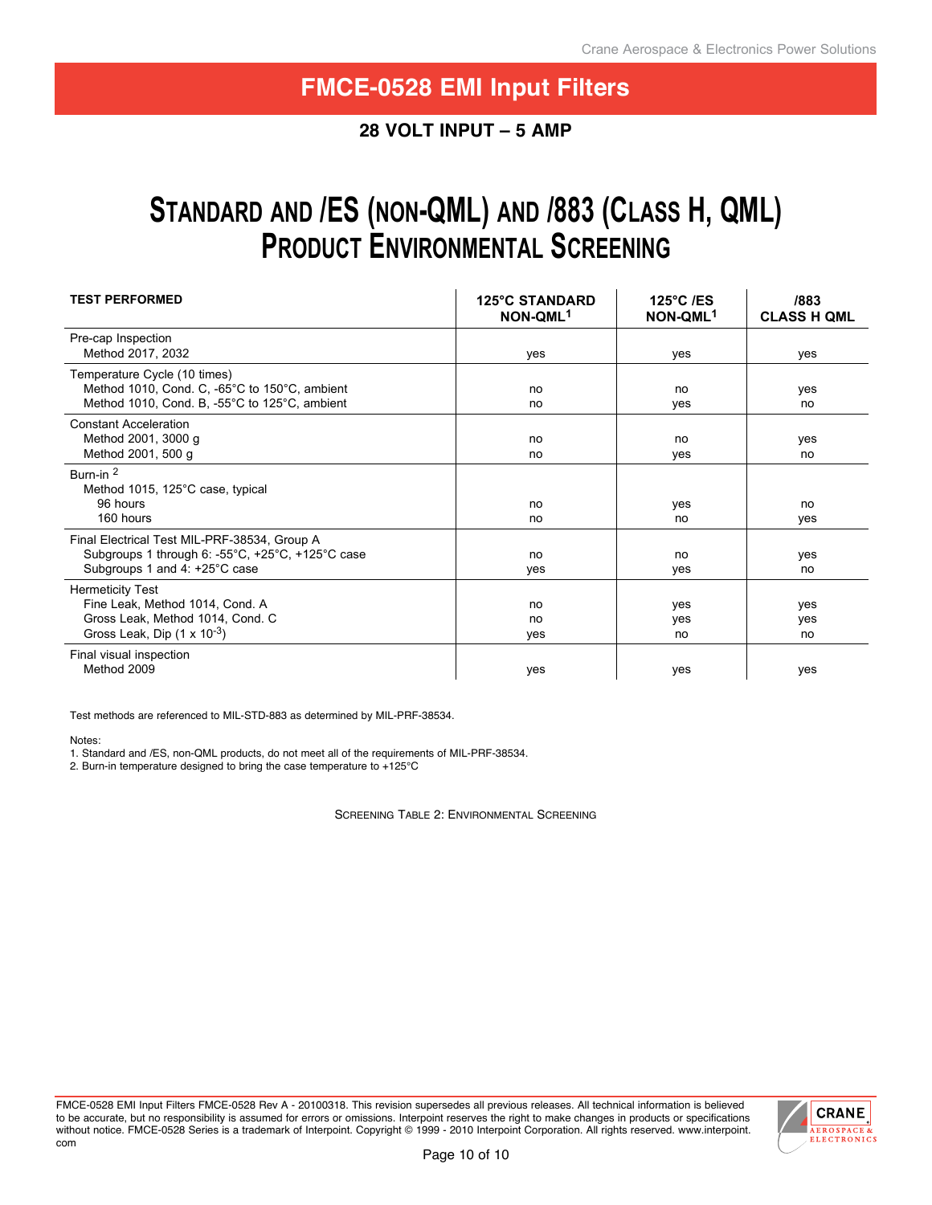# FMCE-0528 EMI Input Filters

## 28 VOLT INPUT – 5 AMP

# STANDARD AND /ES (NON-QML) AND /883 (CLASS H, QML) PRODUCT ENVIRONMENTAL SCREENING

| TEST PERFORMED | 125°C STANDARD NON-QML[1] | 125°C /ES NON-QML[1] | /883 CLASS H QML |
|---|---|---|---|
| **Pre-cap Inspection** | | | |
| Method 2017, 2032 | yes | yes | yes |
| **Temperature Cycle (10 times)** | | | |
| Method 1010, Cond. C, -65°C to 150°C, ambient | no | no | yes |
| Method 1010, Cond. B, -55°C to 125°C, ambient | no | yes | no |
| **Constant Acceleration** | | | |
| Method 2001, 3000 g | no | no | yes |
| Method 2001, 500 g | no | yes | no |
| **Burn-in [2]** | | | |
| Method 1015, 125°C case, typical | | | |
| 96 hours | no | yes | no |
| 160 hours | no | no | yes |
| **Final Electrical Test MIL-PRF-38534, Group A** | | | |
| Subgroups 1 through 6: -55°C, +25°C, +125°C case | no | no | yes |
| Subgroups 1 and 4: +25°C case | yes | yes | no |
| **Hermeticity Test** | | | |
| Fine Leak, Method 1014, Cond. A | no | yes | yes |
| Gross Leak, Method 1014, Cond. C | no | yes | yes |
| Gross Leak, Dip ($1 \times 10^{-3}$) | yes | no | no |
| **Final visual inspection** | | | |
| Method 2009 | yes | yes | yes |

Test methods are referenced to MIL-STD-883 as determined by MIL-PRF-38534.

Notes:
1. Standard and /ES, non-QML products, do not meet all of the requirements of MIL-PRF-38534.
2. Burn-in temperature designed to bring the case temperature to +125°C

SCREENING TABLE 2: ENVIRONMENTAL SCREENING

FMCE-0528 EMI Input Filters FMCE-0528 Rev A - 20100318. This revision supersedes all previous releases. All technical information is believed to be accurate, but no responsibility is assumed for errors or omissions. Interpoint reserves the right to make changes in products or specifications without notice. FMCE-0528 Series is a trademark of Interpoint. Copyright © 1999 - 2010 Interpoint Corporation. All rights reserved. www.interpoint.com